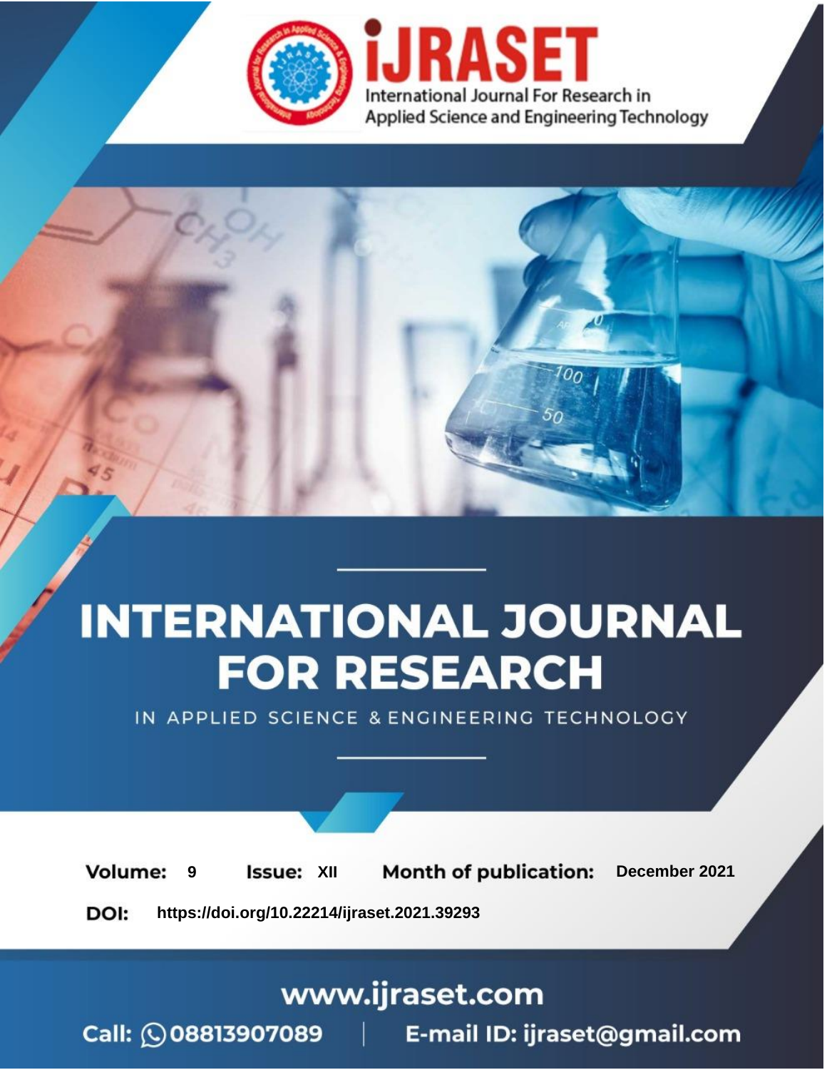iJRASET

International Journal For Research in Applied Science and Engineering Technology

# INTERNATIONAL JOURNAL FOR RESEARCH

IN APPLIED SCIENCE & ENGINEERING TECHNOLOGY

**Volume:** 9 **Issue:** XII **Month of publication:** December 2021

**DOI:** https://doi.org/10.22214/ijraset.2021.39293

www.ijraset.com

Call: 08813907089 | E-mail ID: ijraset@gmail.com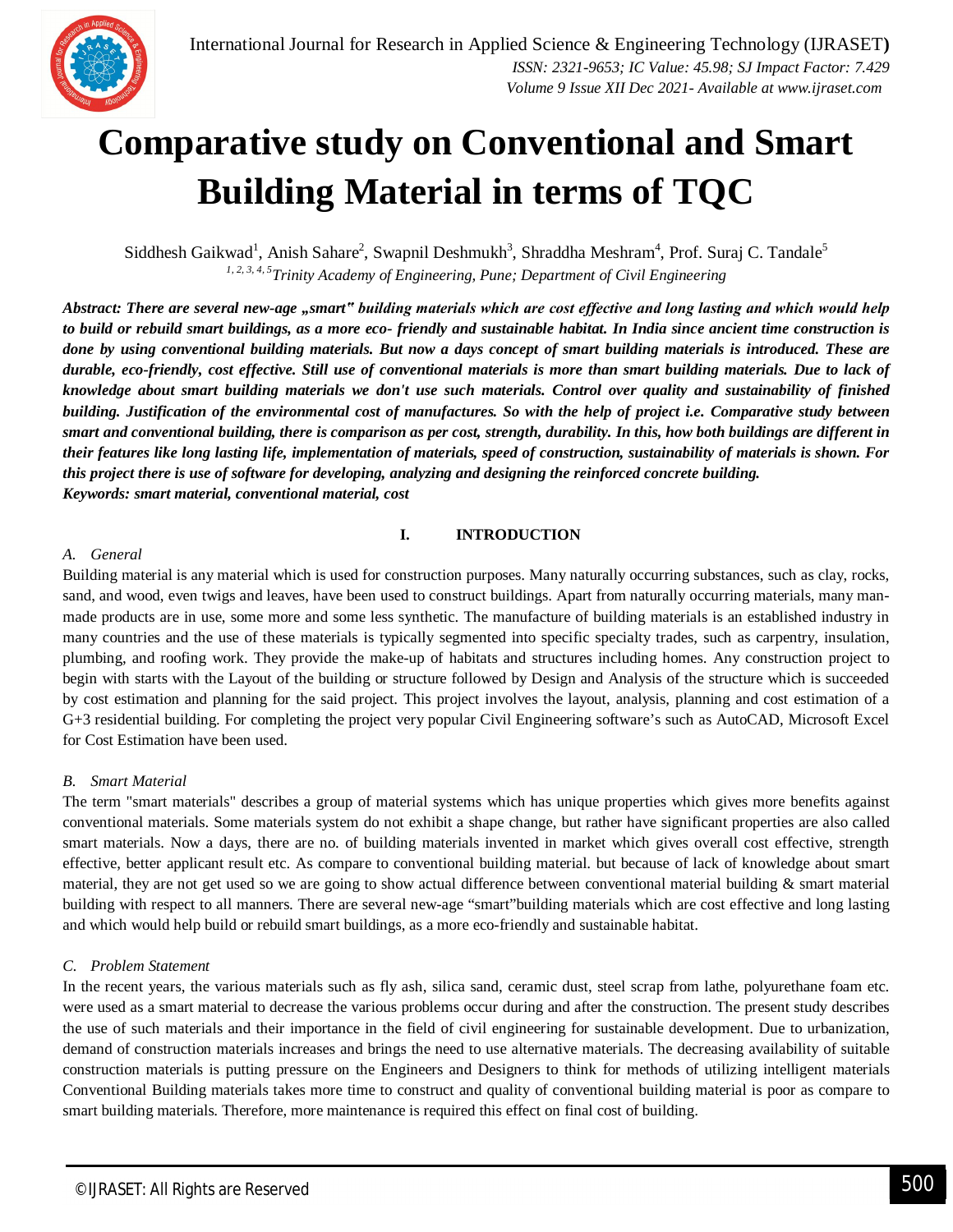# Comparative study on Conventional and Smart Building Material in terms of TQC

Siddhesh Gaikwad[1], Anish Sahare[2], Swapnil Deshmukh[3], Shraddha Meshram[4], Prof. Suraj C. Tandale[5]

[1, 2, 3, 4, 5]*Trinity Academy of Engineering, Pune; Department of Civil Engineering*

***Abstract:** There are several new-age „smart" building materials which are cost effective and long lasting and which would help to build or rebuild smart buildings, as a more eco- friendly and sustainable habitat. In India since ancient time construction is done by using conventional building materials. But now a days concept of smart building materials is introduced. These are durable, eco-friendly, cost effective. Still use of conventional materials is more than smart building materials. Due to lack of knowledge about smart building materials we don't use such materials. Control over quality and sustainability of finished building. Justification of the environmental cost of manufactures. So with the help of project i.e. Comparative study between smart and conventional building, there is comparison as per cost, strength, durability. In this, how both buildings are different in their features like long lasting life, implementation of materials, speed of construction, sustainability of materials is shown. For this project there is use of software for developing, analyzing and designing the reinforced concrete building.*

***Keywords:** smart material, conventional material, cost*

## I. INTRODUCTION

### A. General

Building material is any material which is used for construction purposes. Many naturally occurring substances, such as clay, rocks, sand, and wood, even twigs and leaves, have been used to construct buildings. Apart from naturally occurring materials, many man-made products are in use, some more and some less synthetic. The manufacture of building materials is an established industry in many countries and the use of these materials is typically segmented into specific specialty trades, such as carpentry, insulation, plumbing, and roofing work. They provide the make-up of habitats and structures including homes. Any construction project to begin with starts with the Layout of the building or structure followed by Design and Analysis of the structure which is succeeded by cost estimation and planning for the said project. This project involves the layout, analysis, planning and cost estimation of a G+3 residential building. For completing the project very popular Civil Engineering software's such as AutoCAD, Microsoft Excel for Cost Estimation have been used.

### B. Smart Material

The term "smart materials" describes a group of material systems which has unique properties which gives more benefits against conventional materials. Some materials system do not exhibit a shape change, but rather have significant properties are also called smart materials. Now a days, there are no. of building materials invented in market which gives overall cost effective, strength effective, better applicant result etc. As compare to conventional building material. but because of lack of knowledge about smart material, they are not get used so we are going to show actual difference between conventional material building & smart material building with respect to all manners. There are several new-age "smart"building materials which are cost effective and long lasting and which would help build or rebuild smart buildings, as a more eco-friendly and sustainable habitat.

### C. Problem Statement

In the recent years, the various materials such as fly ash, silica sand, ceramic dust, steel scrap from lathe, polyurethane foam etc. were used as a smart material to decrease the various problems occur during and after the construction. The present study describes the use of such materials and their importance in the field of civil engineering for sustainable development. Due to urbanization, demand of construction materials increases and brings the need to use alternative materials. The decreasing availability of suitable construction materials is putting pressure on the Engineers and Designers to think for methods of utilizing intelligent materials Conventional Building materials takes more time to construct and quality of conventional building material is poor as compare to smart building materials. Therefore, more maintenance is required this effect on final cost of building.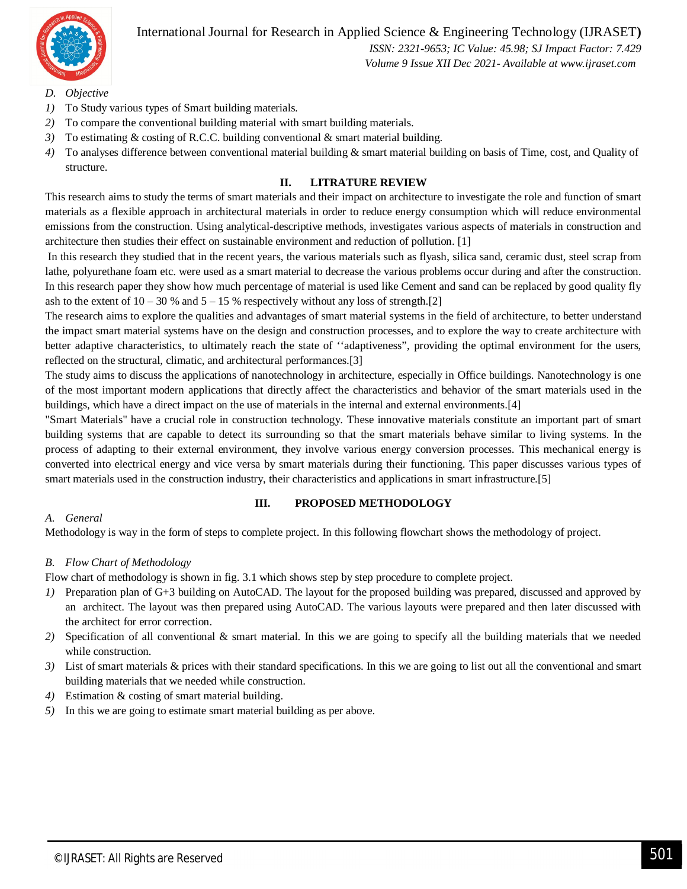*D. Objective*

1) To Study various types of Smart building materials.
2) To compare the conventional building material with smart building materials.
3) To estimating & costing of R.C.C. building conventional & smart material building.
4) To analyses difference between conventional material building & smart material building on basis of Time, cost, and Quality of structure.

## II. LITRATURE REVIEW

This research aims to study the terms of smart materials and their impact on architecture to investigate the role and function of smart materials as a flexible approach in architectural materials in order to reduce energy consumption which will reduce environmental emissions from the construction. Using analytical-descriptive methods, investigates various aspects of materials in construction and architecture then studies their effect on sustainable environment and reduction of pollution. [1]

In this research they studied that in the recent years, the various materials such as flyash, silica sand, ceramic dust, steel scrap from lathe, polyurethane foam etc. were used as a smart material to decrease the various problems occur during and after the construction. In this research paper they show how much percentage of material is used like Cement and sand can be replaced by good quality fly ash to the extent of 10 – 30 % and 5 – 15 % respectively without any loss of strength.[2]

The research aims to explore the qualities and advantages of smart material systems in the field of architecture, to better understand the impact smart material systems have on the design and construction processes, and to explore the way to create architecture with better adaptive characteristics, to ultimately reach the state of ‘‘adaptiveness”, providing the optimal environment for the users, reflected on the structural, climatic, and architectural performances.[3]

The study aims to discuss the applications of nanotechnology in architecture, especially in Office buildings. Nanotechnology is one of the most important modern applications that directly affect the characteristics and behavior of the smart materials used in the buildings, which have a direct impact on the use of materials in the internal and external environments.[4]

"Smart Materials" have a crucial role in construction technology. These innovative materials constitute an important part of smart building systems that are capable to detect its surrounding so that the smart materials behave similar to living systems. In the process of adapting to their external environment, they involve various energy conversion processes. This mechanical energy is converted into electrical energy and vice versa by smart materials during their functioning. This paper discusses various types of smart materials used in the construction industry, their characteristics and applications in smart infrastructure.[5]

## III. PROPOSED METHODOLOGY

*A. General*

Methodology is way in the form of steps to complete project. In this following flowchart shows the methodology of project.

*B. Flow Chart of Methodology*

Flow chart of methodology is shown in fig. 3.1 which shows step by step procedure to complete project.

1) Preparation plan of G+3 building on AutoCAD. The layout for the proposed building was prepared, discussed and approved by an architect. The layout was then prepared using AutoCAD. The various layouts were prepared and then later discussed with the architect for error correction.
2) Specification of all conventional & smart material. In this we are going to specify all the building materials that we needed while construction.
3) List of smart materials & prices with their standard specifications. In this we are going to list out all the conventional and smart building materials that we needed while construction.
4) Estimation & costing of smart material building.
5) In this we are going to estimate smart material building as per above.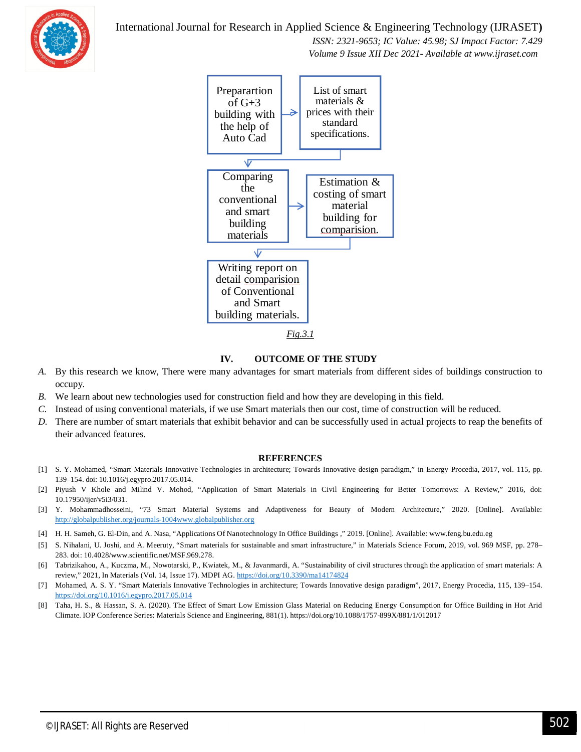Preparartion of G+3 building with the help of Auto Cad → List of smart materials & prices with their standard specifications. → Comparing the conventional and smart building materials → Estimation & costing of smart material building for comparision. → Writing report on detail comparision of Conventional and Smart building materials.

*Fig.3.1*

## IV. OUTCOME OF THE STUDY

A. By this research we know, There were many advantages for smart materials from different sides of buildings construction to occupy.

B. We learn about new technologies used for construction field and how they are developing in this field.

C. Instead of using conventional materials, if we use Smart materials then our cost, time of construction will be reduced.

D. There are number of smart materials that exhibit behavior and can be successfully used in actual projects to reap the benefits of their advanced features.

## REFERENCES

[1] S. Y. Mohamed, "Smart Materials Innovative Technologies in architecture; Towards Innovative design paradigm," in Energy Procedia, 2017, vol. 115, pp. 139–154. doi: 10.1016/j.egypro.2017.05.014.

[2] Piyush V Khole and Milind V. Mohod, "Application of Smart Materials in Civil Engineering for Better Tomorrows: A Review," 2016, doi: 10.17950/ijer/v5i3/031.

[3] Y. Mohammadhosseini, "73 Smart Material Systems and Adaptiveness for Beauty of Modern Architecture," 2020. [Online]. Available: http://globalpublisher.org/journals-1004www.globalpublisher.org

[4] H. H. Sameh, G. El-Din, and A. Nasa, "Applications Of Nanotechnology In Office Buildings ," 2019. [Online]. Available: www.feng.bu.edu.eg

[5] S. Nihalani, U. Joshi, and A. Meeruty, "Smart materials for sustainable and smart infrastructure," in Materials Science Forum, 2019, vol. 969 MSF, pp. 278–283. doi: 10.4028/www.scientific.net/MSF.969.278.

[6] Tabrizikahou, A., Kuczma, M., Nowotarski, P., Kwiatek, M., & Javanmardi, A. "Sustainability of civil structures through the application of smart materials: A review," 2021, In Materials (Vol. 14, Issue 17). MDPI AG. https://doi.org/10.3390/ma14174824

[7] Mohamed, A. S. Y. "Smart Materials Innovative Technologies in architecture; Towards Innovative design paradigm", 2017, Energy Procedia, 115, 139–154. https://doi.org/10.1016/j.egypro.2017.05.014

[8] Taha, H. S., & Hassan, S. A. (2020). The Effect of Smart Low Emission Glass Material on Reducing Energy Consumption for Office Building in Hot Arid Climate. IOP Conference Series: Materials Science and Engineering, 881(1). https://doi.org/10.1088/1757-899X/881/1/012017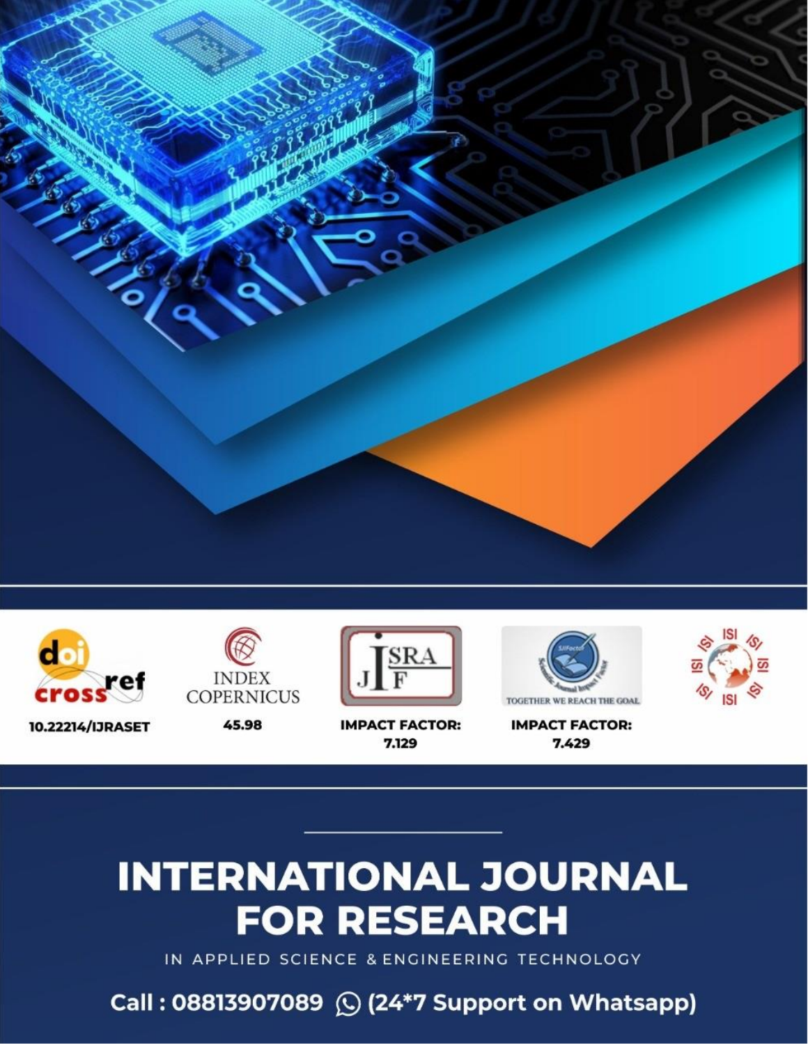10.22214/IJRASET

45.98

IMPACT FACTOR: 7.129

IMPACT FACTOR: 7.429

# INTERNATIONAL JOURNAL FOR RESEARCH

IN APPLIED SCIENCE & ENGINEERING TECHNOLOGY

Call : 08813907089 (24*7 Support on Whatsapp)